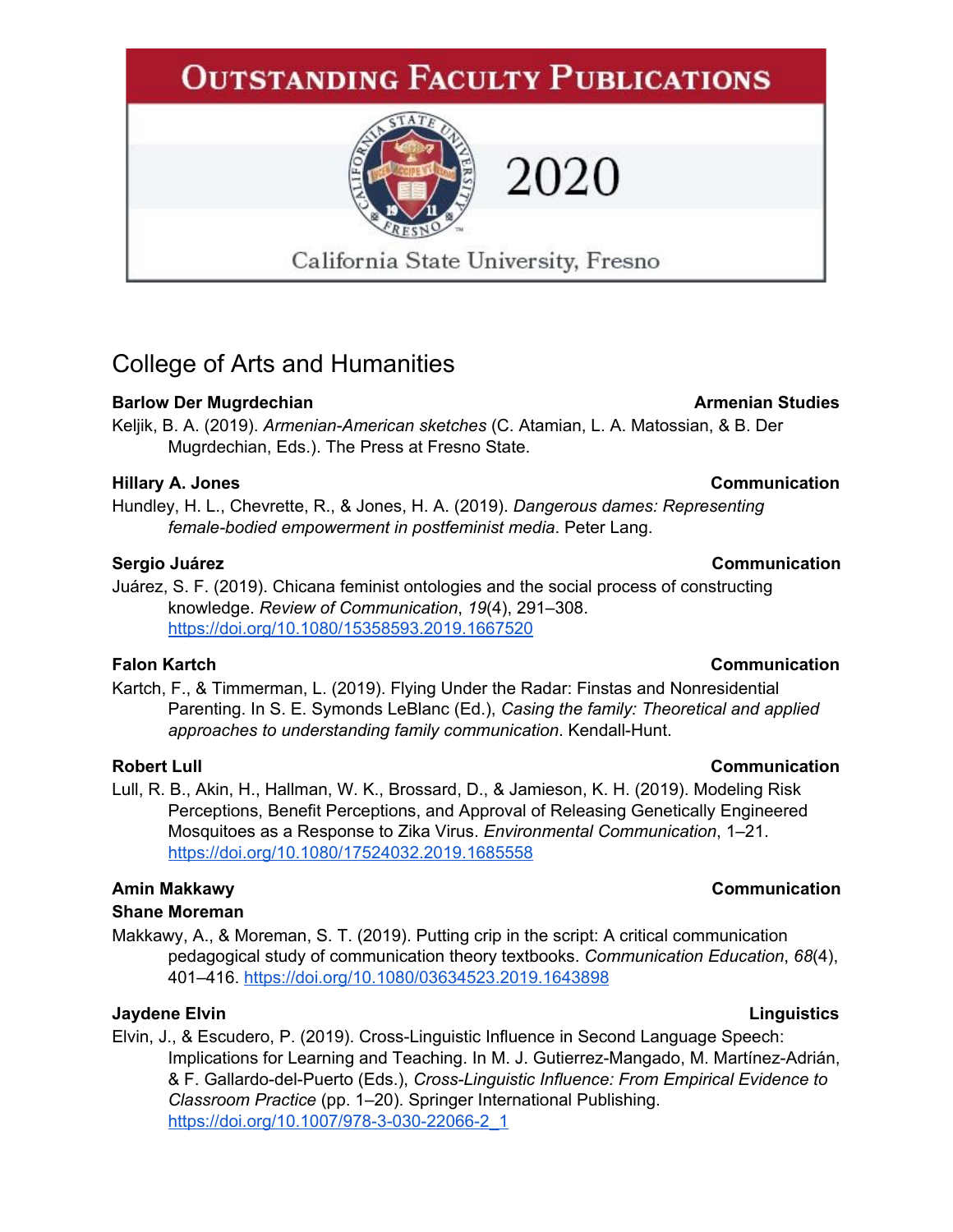# Outstanding Faculty Publications

# 2020

California State University, Fresno

## College of Arts and Humanities

**Barlow Der Mugrdechian** **Armenian Studies**

Keljik, B. A. (2019). *Armenian-American sketches* (C. Atamian, L. A. Matossian, & B. Der Mugrdechian, Eds.). The Press at Fresno State.

**Hillary A. Jones** **Communication**

Hundley, H. L., Chevrette, R., & Jones, H. A. (2019). *Dangerous dames: Representing female-bodied empowerment in postfeminist media*. Peter Lang.

**Sergio Juárez** **Communication**

Juárez, S. F. (2019). Chicana feminist ontologies and the social process of constructing knowledge. *Review of Communication*, *19*(4), 291–308. https://doi.org/10.1080/15358593.2019.1667520

**Falon Kartch** **Communication**

Kartch, F., & Timmerman, L. (2019). Flying Under the Radar: Finstas and Nonresidential Parenting. In S. E. Symonds LeBlanc (Ed.), *Casing the family: Theoretical and applied approaches to understanding family communication*. Kendall-Hunt.

**Robert Lull** **Communication**

Lull, R. B., Akin, H., Hallman, W. K., Brossard, D., & Jamieson, K. H. (2019). Modeling Risk Perceptions, Benefit Perceptions, and Approval of Releasing Genetically Engineered Mosquitoes as a Response to Zika Virus. *Environmental Communication*, 1–21. https://doi.org/10.1080/17524032.2019.1685558

**Amin Makkawy** **Communication**
**Shane Moreman**

Makkawy, A., & Moreman, S. T. (2019). Putting crip in the script: A critical communication pedagogical study of communication theory textbooks. *Communication Education*, *68*(4), 401–416. https://doi.org/10.1080/03634523.2019.1643898

**Jaydene Elvin** **Linguistics**

Elvin, J., & Escudero, P. (2019). Cross-Linguistic Influence in Second Language Speech: Implications for Learning and Teaching. In M. J. Gutierrez-Mangado, M. Martínez-Adrián, & F. Gallardo-del-Puerto (Eds.), *Cross-Linguistic Influence: From Empirical Evidence to Classroom Practice* (pp. 1–20). Springer International Publishing. https://doi.org/10.1007/978-3-030-22066-2_1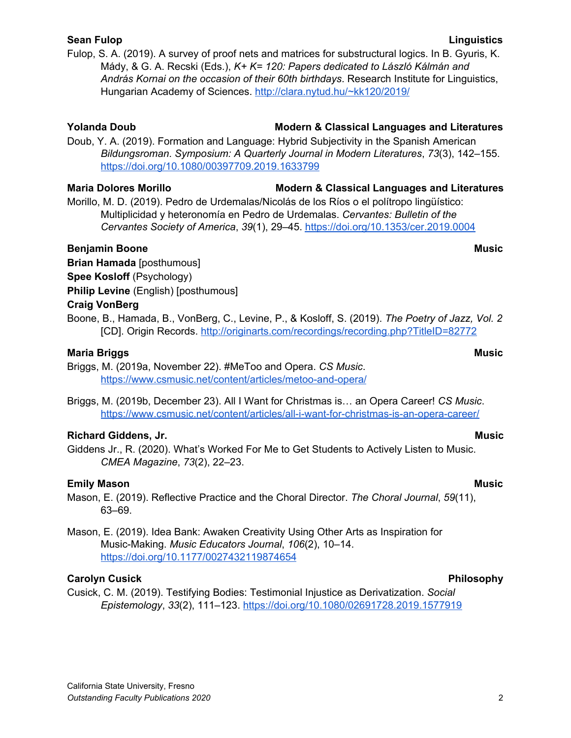**Sean Fulop** **Linguistics**

Fulop, S. A. (2019). A survey of proof nets and matrices for substructural logics. In B. Gyuris, K. Mády, & G. A. Recski (Eds.), *K+ K= 120: Papers dedicated to László Kálmán and András Kornai on the occasion of their 60th birthdays*. Research Institute for Linguistics, Hungarian Academy of Sciences. http://clara.nytud.hu/~kk120/2019/

**Yolanda Doub** **Modern & Classical Languages and Literatures**

Doub, Y. A. (2019). Formation and Language: Hybrid Subjectivity in the Spanish American *Bildungsroman*. *Symposium: A Quarterly Journal in Modern Literatures*, *73*(3), 142–155. https://doi.org/10.1080/00397709.2019.1633799

**Maria Dolores Morillo** **Modern & Classical Languages and Literatures**

Morillo, M. D. (2019). Pedro de Urdemalas/Nicolás de los Ríos o el polítropo lingüístico: Multiplicidad y heteronomía en Pedro de Urdemalas. *Cervantes: Bulletin of the Cervantes Society of America*, *39*(1), 29–45. https://doi.org/10.1353/cer.2019.0004

**Benjamin Boone** **Music**
**Brian Hamada** [posthumous]
**Spee Kosloff** (Psychology)
**Philip Levine** (English) [posthumous]
**Craig VonBerg**

Boone, B., Hamada, B., VonBerg, C., Levine, P., & Kosloff, S. (2019). *The Poetry of Jazz, Vol. 2* [CD]. Origin Records. http://originarts.com/recordings/recording.php?TitleID=82772

**Maria Briggs** **Music**

Briggs, M. (2019a, November 22). #MeToo and Opera. *CS Music*. https://www.csmusic.net/content/articles/metoo-and-opera/

Briggs, M. (2019b, December 23). All I Want for Christmas is… an Opera Career! *CS Music*. https://www.csmusic.net/content/articles/all-i-want-for-christmas-is-an-opera-career/

**Richard Giddens, Jr.** **Music**

Giddens Jr., R. (2020). What's Worked For Me to Get Students to Actively Listen to Music. *CMEA Magazine*, *73*(2), 22–23.

**Emily Mason** **Music**

Mason, E. (2019). Reflective Practice and the Choral Director. *The Choral Journal*, *59*(11), 63–69.

Mason, E. (2019). Idea Bank: Awaken Creativity Using Other Arts as Inspiration for Music-Making. *Music Educators Journal*, *106*(2), 10–14. https://doi.org/10.1177/0027432119874654

**Carolyn Cusick** **Philosophy**

Cusick, C. M. (2019). Testifying Bodies: Testimonial Injustice as Derivatization. *Social Epistemology*, *33*(2), 111–123. https://doi.org/10.1080/02691728.2019.1577919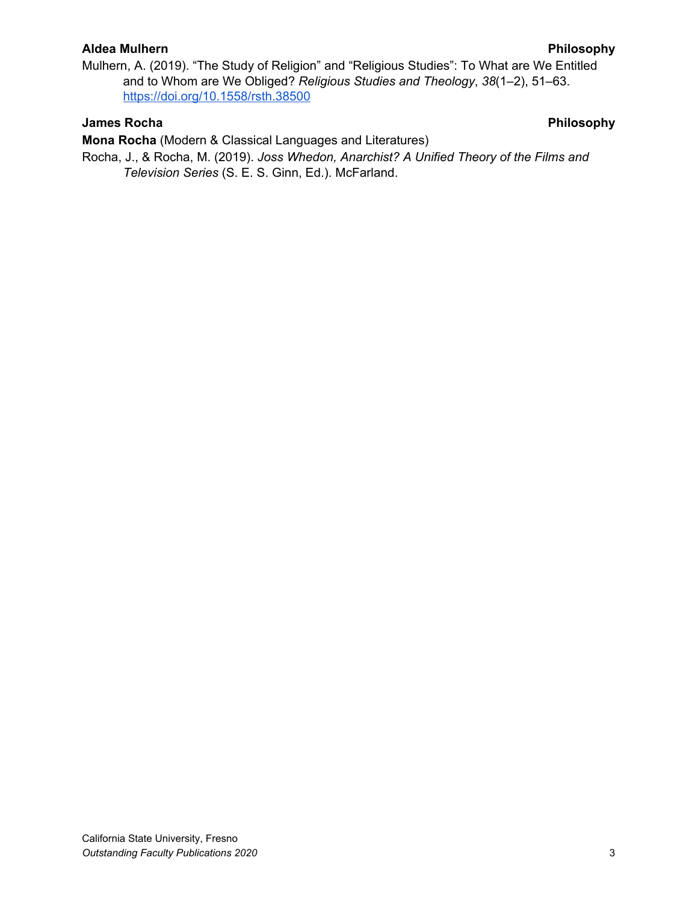**Aldea Mulhern** **Philosophy**

Mulhern, A. (2019). “The Study of Religion” and “Religious Studies”: To What are We Entitled and to Whom are We Obliged? *Religious Studies and Theology*, *38*(1–2), 51–63. https://doi.org/10.1558/rsth.38500

**James Rocha** **Philosophy**

**Mona Rocha** (Modern & Classical Languages and Literatures)

Rocha, J., & Rocha, M. (2019). *Joss Whedon, Anarchist? A Unified Theory of the Films and Television Series* (S. E. S. Ginn, Ed.). McFarland.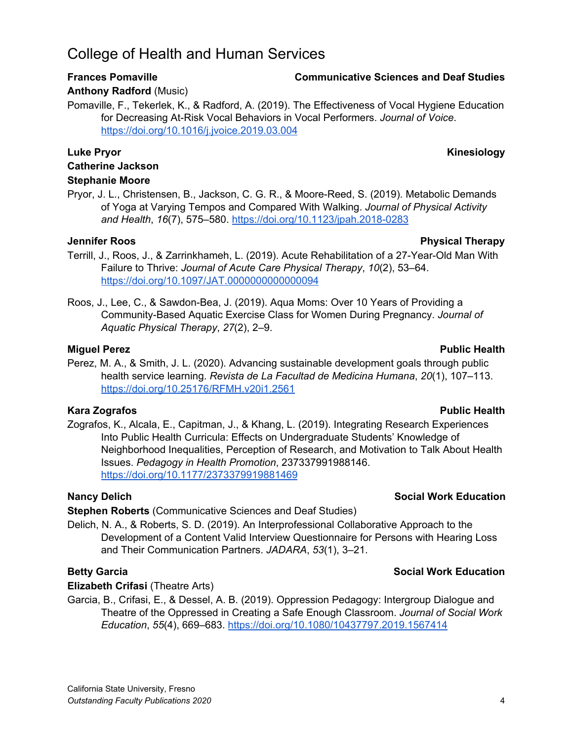# College of Health and Human Services

**Frances Pomaville** **Communicative Sciences and Deaf Studies**
**Anthony Radford** (Music)

Pomaville, F., Tekerlek, K., & Radford, A. (2019). The Effectiveness of Vocal Hygiene Education for Decreasing At-Risk Vocal Behaviors in Vocal Performers. *Journal of Voice*. https://doi.org/10.1016/j.jvoice.2019.03.004

**Luke Pryor** **Kinesiology**
**Catherine Jackson**
**Stephanie Moore**

Pryor, J. L., Christensen, B., Jackson, C. G. R., & Moore-Reed, S. (2019). Metabolic Demands of Yoga at Varying Tempos and Compared With Walking. *Journal of Physical Activity and Health*, *16*(7), 575–580. https://doi.org/10.1123/jpah.2018-0283

**Jennifer Roos** **Physical Therapy**

Terrill, J., Roos, J., & Zarrinkhameh, L. (2019). Acute Rehabilitation of a 27-Year-Old Man With Failure to Thrive: *Journal of Acute Care Physical Therapy*, *10*(2), 53–64. https://doi.org/10.1097/JAT.0000000000000094

Roos, J., Lee, C., & Sawdon-Bea, J. (2019). Aqua Moms: Over 10 Years of Providing a Community-Based Aquatic Exercise Class for Women During Pregnancy. *Journal of Aquatic Physical Therapy*, *27*(2), 2–9.

**Miguel Perez** **Public Health**

Perez, M. A., & Smith, J. L. (2020). Advancing sustainable development goals through public health service learning. *Revista de La Facultad de Medicina Humana*, *20*(1), 107–113. https://doi.org/10.25176/RFMH.v20i1.2561

**Kara Zografos** **Public Health**

Zografos, K., Alcala, E., Capitman, J., & Khang, L. (2019). Integrating Research Experiences Into Public Health Curricula: Effects on Undergraduate Students' Knowledge of Neighborhood Inequalities, Perception of Research, and Motivation to Talk About Health Issues. *Pedagogy in Health Promotion*, 237337991988146. https://doi.org/10.1177/2373379919881469

**Nancy Delich** **Social Work Education**
**Stephen Roberts** (Communicative Sciences and Deaf Studies)

Delich, N. A., & Roberts, S. D. (2019). An Interprofessional Collaborative Approach to the Development of a Content Valid Interview Questionnaire for Persons with Hearing Loss and Their Communication Partners. *JADARA*, *53*(1), 3–21.

**Betty Garcia** **Social Work Education**
**Elizabeth Crifasi** (Theatre Arts)

Garcia, B., Crifasi, E., & Dessel, A. B. (2019). Oppression Pedagogy: Intergroup Dialogue and Theatre of the Oppressed in Creating a Safe Enough Classroom. *Journal of Social Work Education*, *55*(4), 669–683. https://doi.org/10.1080/10437797.2019.1567414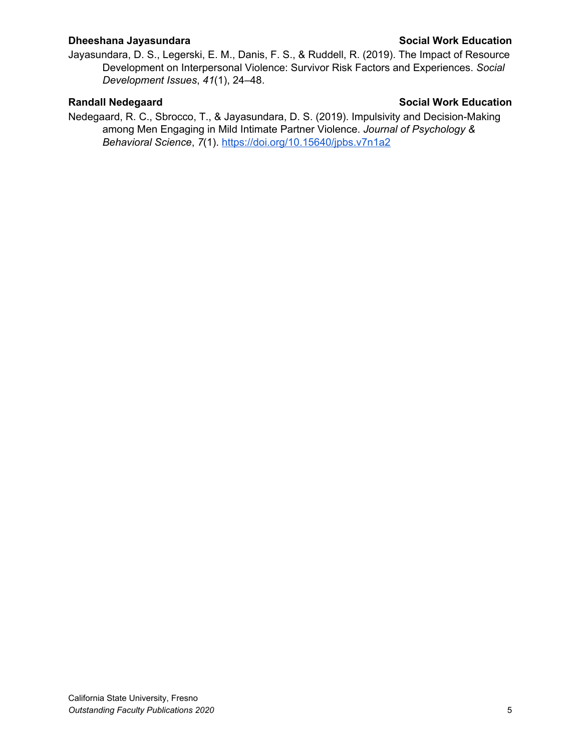**Dheeshana Jayasundara** **Social Work Education**

Jayasundara, D. S., Legerski, E. M., Danis, F. S., & Ruddell, R. (2019). The Impact of Resource Development on Interpersonal Violence: Survivor Risk Factors and Experiences. *Social Development Issues*, *41*(1), 24–48.

**Randall Nedegaard** **Social Work Education**

Nedegaard, R. C., Sbrocco, T., & Jayasundara, D. S. (2019). Impulsivity and Decision-Making among Men Engaging in Mild Intimate Partner Violence. *Journal of Psychology & Behavioral Science*, *7*(1). https://doi.org/10.15640/jpbs.v7n1a2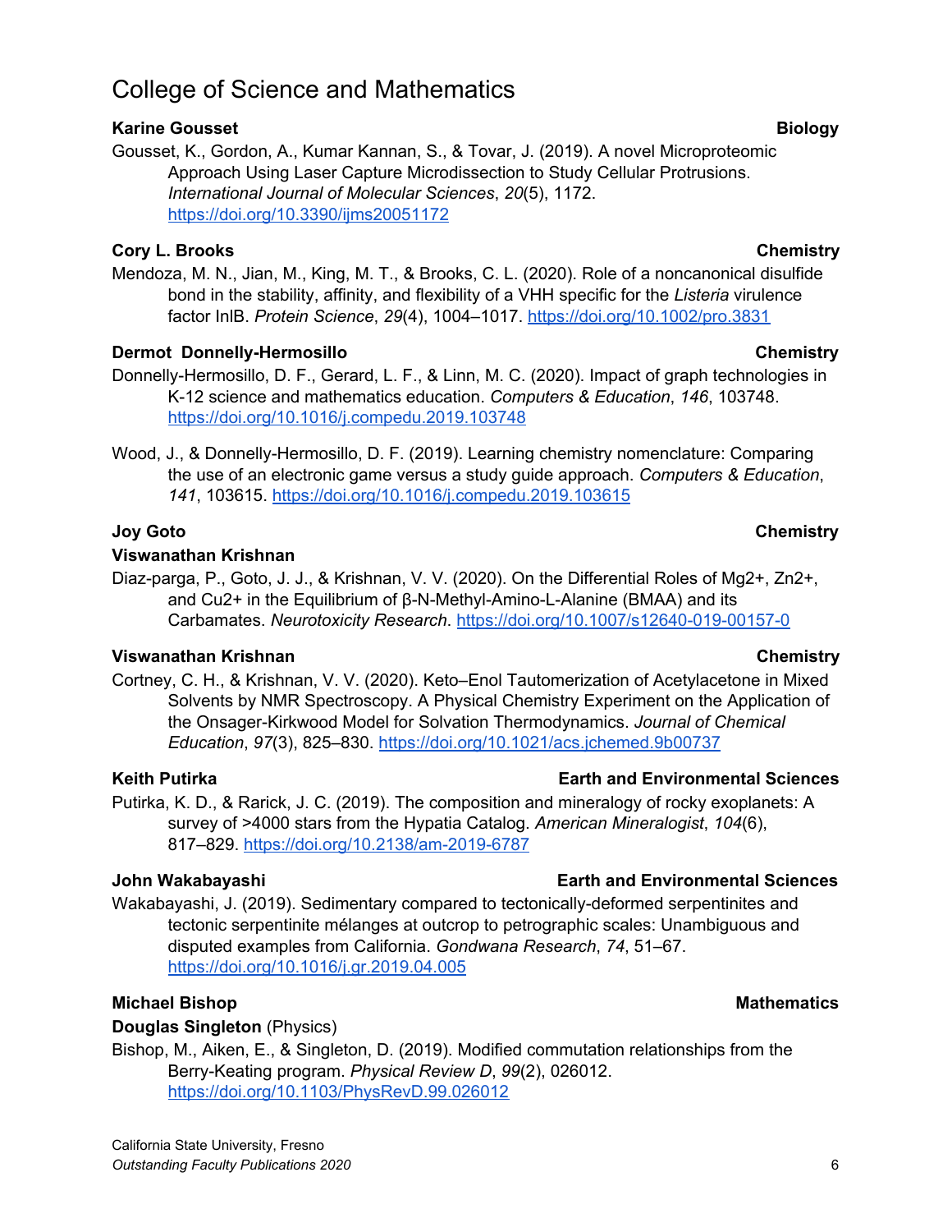# College of Science and Mathematics

**Karine Gousset** **Biology**

Gousset, K., Gordon, A., Kumar Kannan, S., & Tovar, J. (2019). A novel Microproteomic Approach Using Laser Capture Microdissection to Study Cellular Protrusions. *International Journal of Molecular Sciences*, *20*(5), 1172. https://doi.org/10.3390/ijms20051172

**Cory L. Brooks** **Chemistry**

Mendoza, M. N., Jian, M., King, M. T., & Brooks, C. L. (2020). Role of a noncanonical disulfide bond in the stability, affinity, and flexibility of a VHH specific for the *Listeria* virulence factor InlB. *Protein Science*, *29*(4), 1004–1017. https://doi.org/10.1002/pro.3831

**Dermot Donnelly-Hermosillo** **Chemistry**

Donnelly-Hermosillo, D. F., Gerard, L. F., & Linn, M. C. (2020). Impact of graph technologies in K-12 science and mathematics education. *Computers & Education*, *146*, 103748. https://doi.org/10.1016/j.compedu.2019.103748

Wood, J., & Donnelly-Hermosillo, D. F. (2019). Learning chemistry nomenclature: Comparing the use of an electronic game versus a study guide approach. *Computers & Education*, *141*, 103615. https://doi.org/10.1016/j.compedu.2019.103615

**Joy Goto** **Chemistry**

**Viswanathan Krishnan**

Diaz-parga, P., Goto, J. J., & Krishnan, V. V. (2020). On the Differential Roles of $Mg^{2+}$, $Zn^{2+}$, and $Cu^{2+}$ in the Equilibrium of β-N-Methyl-Amino-L-Alanine (BMAA) and its Carbamates. *Neurotoxicity Research*. https://doi.org/10.1007/s12640-019-00157-0

**Viswanathan Krishnan** **Chemistry**

Cortney, C. H., & Krishnan, V. V. (2020). Keto–Enol Tautomerization of Acetylacetone in Mixed Solvents by NMR Spectroscopy. A Physical Chemistry Experiment on the Application of the Onsager-Kirkwood Model for Solvation Thermodynamics. *Journal of Chemical Education*, *97*(3), 825–830. https://doi.org/10.1021/acs.jchemed.9b00737

**Keith Putirka** **Earth and Environmental Sciences**

Putirka, K. D., & Rarick, J. C. (2019). The composition and mineralogy of rocky exoplanets: A survey of >4000 stars from the Hypatia Catalog. *American Mineralogist*, *104*(6), 817–829. https://doi.org/10.2138/am-2019-6787

**John Wakabayashi** **Earth and Environmental Sciences**

Wakabayashi, J. (2019). Sedimentary compared to tectonically-deformed serpentinites and tectonic serpentinite mélanges at outcrop to petrographic scales: Unambiguous and disputed examples from California. *Gondwana Research*, *74*, 51–67. https://doi.org/10.1016/j.gr.2019.04.005

**Michael Bishop** **Mathematics**

**Douglas Singleton** (Physics)

Bishop, M., Aiken, E., & Singleton, D. (2019). Modified commutation relationships from the Berry-Keating program. *Physical Review D*, *99*(2), 026012. https://doi.org/10.1103/PhysRevD.99.026012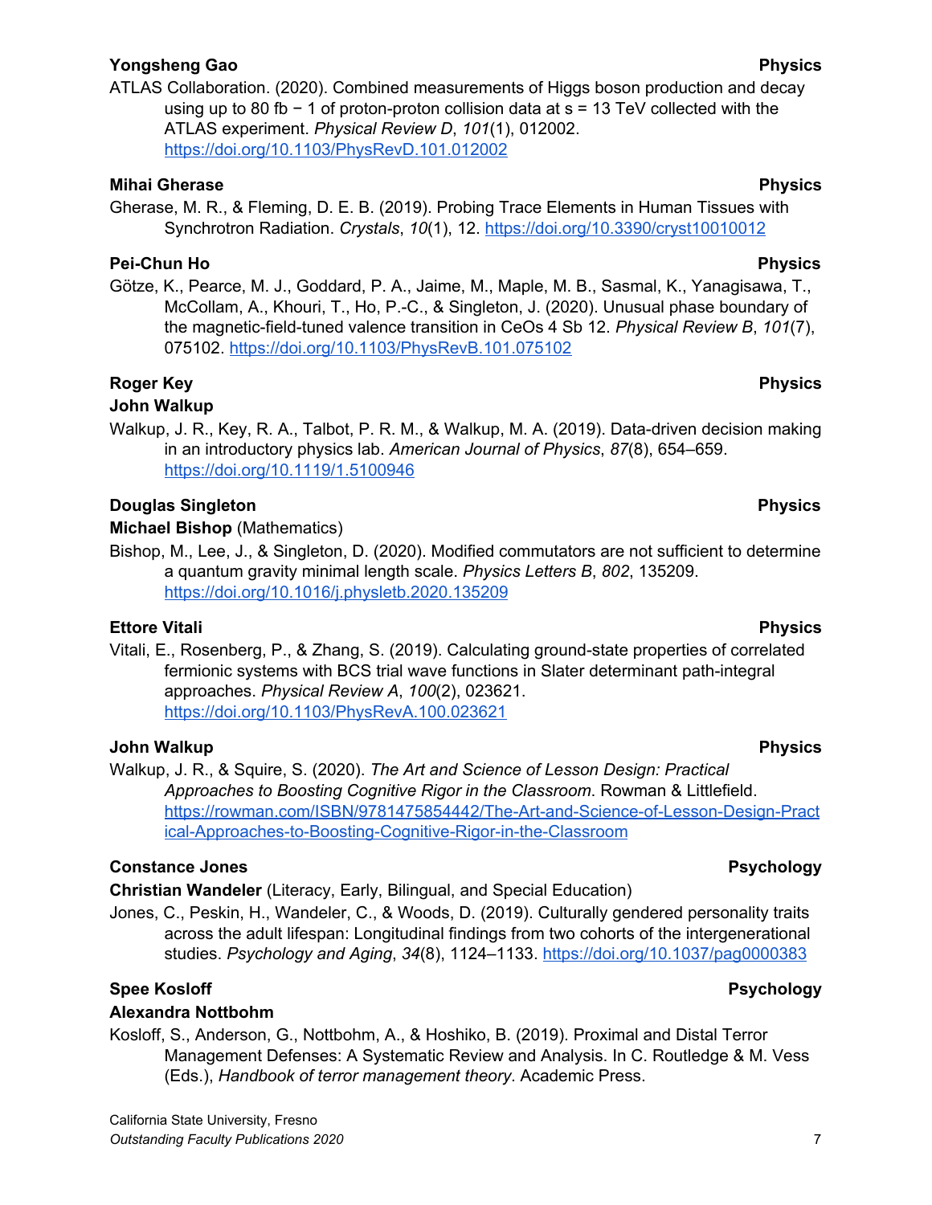**Yongsheng Gao** **Physics**

ATLAS Collaboration. (2020). Combined measurements of Higgs boson production and decay using up to 80 fb − 1 of proton-proton collision data at s = 13 TeV collected with the ATLAS experiment. *Physical Review D*, *101*(1), 012002. https://doi.org/10.1103/PhysRevD.101.012002

**Mihai Gherase** **Physics**

Gherase, M. R., & Fleming, D. E. B. (2019). Probing Trace Elements in Human Tissues with Synchrotron Radiation. *Crystals*, *10*(1), 12. https://doi.org/10.3390/cryst10010012

**Pei-Chun Ho** **Physics**

Götze, K., Pearce, M. J., Goddard, P. A., Jaime, M., Maple, M. B., Sasmal, K., Yanagisawa, T., McCollam, A., Khouri, T., Ho, P.-C., & Singleton, J. (2020). Unusual phase boundary of the magnetic-field-tuned valence transition in CeOs 4 Sb 12. *Physical Review B*, *101*(7), 075102. https://doi.org/10.1103/PhysRevB.101.075102

**Roger Key** **Physics**
**John Walkup**

Walkup, J. R., Key, R. A., Talbot, P. R. M., & Walkup, M. A. (2019). Data-driven decision making in an introductory physics lab. *American Journal of Physics*, *87*(8), 654–659. https://doi.org/10.1119/1.5100946

**Douglas Singleton** **Physics**
**Michael Bishop** (Mathematics)

Bishop, M., Lee, J., & Singleton, D. (2020). Modified commutators are not sufficient to determine a quantum gravity minimal length scale. *Physics Letters B*, *802*, 135209. https://doi.org/10.1016/j.physletb.2020.135209

**Ettore Vitali** **Physics**

Vitali, E., Rosenberg, P., & Zhang, S. (2019). Calculating ground-state properties of correlated fermionic systems with BCS trial wave functions in Slater determinant path-integral approaches. *Physical Review A*, *100*(2), 023621. https://doi.org/10.1103/PhysRevA.100.023621

**John Walkup** **Physics**

Walkup, J. R., & Squire, S. (2020). *The Art and Science of Lesson Design: Practical Approaches to Boosting Cognitive Rigor in the Classroom*. Rowman & Littlefield. https://rowman.com/ISBN/9781475854442/The-Art-and-Science-of-Lesson-Design-Practical-Approaches-to-Boosting-Cognitive-Rigor-in-the-Classroom

**Constance Jones** **Psychology**
**Christian Wandeler** (Literacy, Early, Bilingual, and Special Education)

Jones, C., Peskin, H., Wandeler, C., & Woods, D. (2019). Culturally gendered personality traits across the adult lifespan: Longitudinal findings from two cohorts of the intergenerational studies. *Psychology and Aging*, *34*(8), 1124–1133. https://doi.org/10.1037/pag0000383

**Spee Kosloff** **Psychology**
**Alexandra Nottbohm**

Kosloff, S., Anderson, G., Nottbohm, A., & Hoshiko, B. (2019). Proximal and Distal Terror Management Defenses: A Systematic Review and Analysis. In C. Routledge & M. Vess (Eds.), *Handbook of terror management theory*. Academic Press.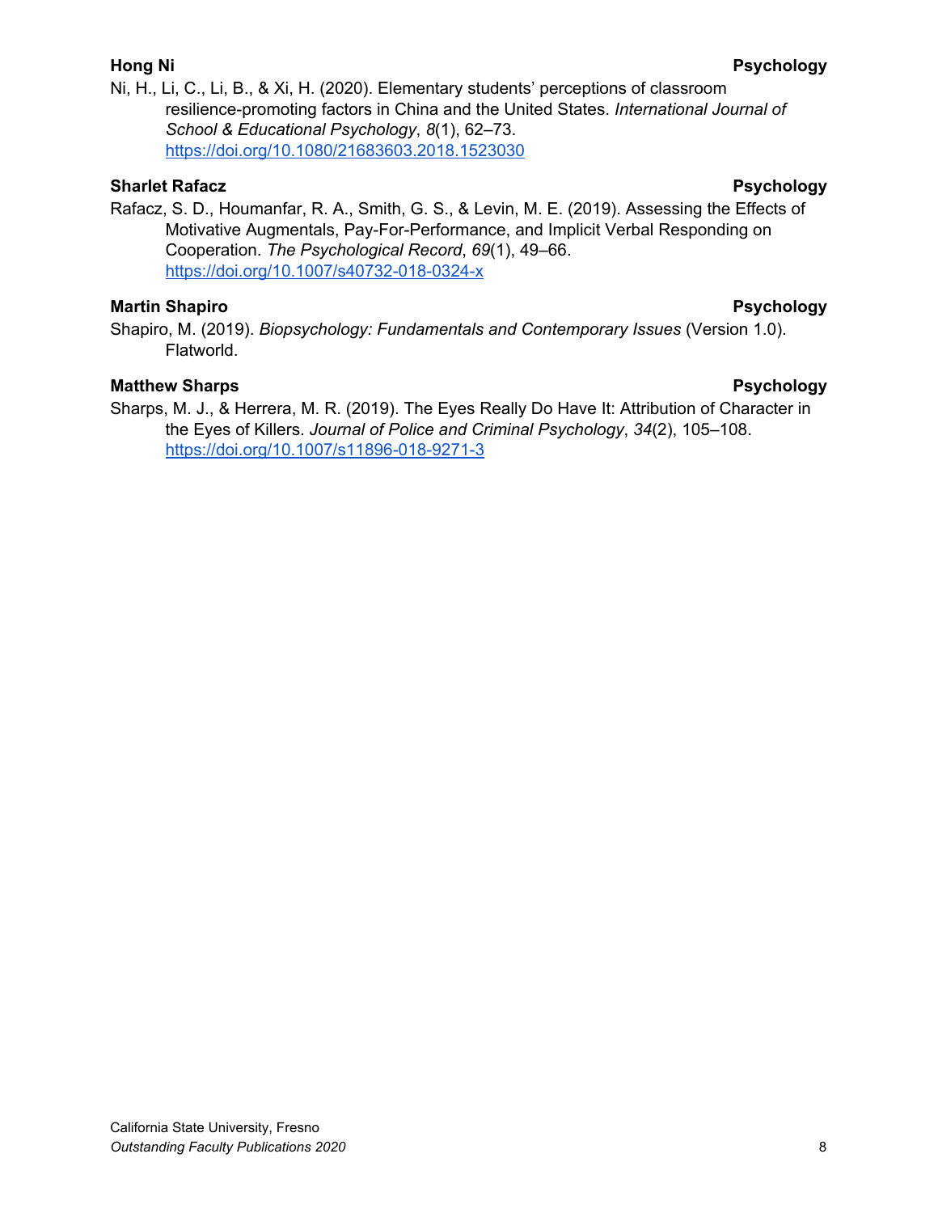**Hong Ni** **Psychology**

Ni, H., Li, C., Li, B., & Xi, H. (2020). Elementary students' perceptions of classroom resilience-promoting factors in China and the United States. *International Journal of School & Educational Psychology*, *8*(1), 62–73. https://doi.org/10.1080/21683603.2018.1523030

**Sharlet Rafacz** **Psychology**

Rafacz, S. D., Houmanfar, R. A., Smith, G. S., & Levin, M. E. (2019). Assessing the Effects of Motivative Augmentals, Pay-For-Performance, and Implicit Verbal Responding on Cooperation. *The Psychological Record*, *69*(1), 49–66. https://doi.org/10.1007/s40732-018-0324-x

**Martin Shapiro** **Psychology**

Shapiro, M. (2019). *Biopsychology: Fundamentals and Contemporary Issues* (Version 1.0). Flatworld.

**Matthew Sharps** **Psychology**

Sharps, M. J., & Herrera, M. R. (2019). The Eyes Really Do Have It: Attribution of Character in the Eyes of Killers. *Journal of Police and Criminal Psychology*, *34*(2), 105–108. https://doi.org/10.1007/s11896-018-9271-3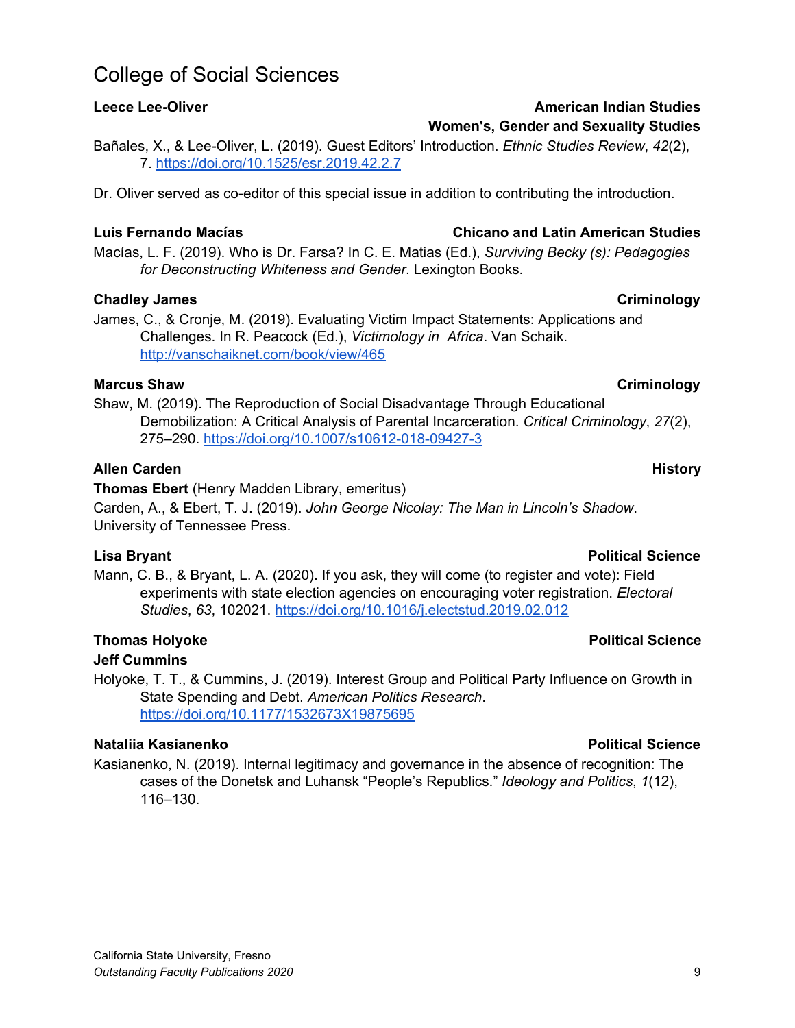# College of Social Sciences

**Leece Lee-Oliver** — **American Indian Studies**, **Women's, Gender and Sexuality Studies**

Bañales, X., & Lee-Oliver, L. (2019). Guest Editors' Introduction. *Ethnic Studies Review*, *42*(2), 7. https://doi.org/10.1525/esr.2019.42.2.7

Dr. Oliver served as co-editor of this special issue in addition to contributing the introduction.

**Luis Fernando Macías** — **Chicano and Latin American Studies**

Macías, L. F. (2019). Who is Dr. Farsa? In C. E. Matias (Ed.), *Surviving Becky (s): Pedagogies for Deconstructing Whiteness and Gender*. Lexington Books.

**Chadley James** — **Criminology**

James, C., & Cronje, M. (2019). Evaluating Victim Impact Statements: Applications and Challenges. In R. Peacock (Ed.), *Victimology in Africa*. Van Schaik. http://vanschaiknet.com/book/view/465

**Marcus Shaw** — **Criminology**

Shaw, M. (2019). The Reproduction of Social Disadvantage Through Educational Demobilization: A Critical Analysis of Parental Incarceration. *Critical Criminology*, *27*(2), 275–290. https://doi.org/10.1007/s10612-018-09427-3

**Allen Carden** — **History**

**Thomas Ebert** (Henry Madden Library, emeritus)

Carden, A., & Ebert, T. J. (2019). *John George Nicolay: The Man in Lincoln's Shadow*. University of Tennessee Press.

**Lisa Bryant** — **Political Science**

Mann, C. B., & Bryant, L. A. (2020). If you ask, they will come (to register and vote): Field experiments with state election agencies on encouraging voter registration. *Electoral Studies*, *63*, 102021. https://doi.org/10.1016/j.electstud.2019.02.012

**Thomas Holyoke** — **Political Science**

**Jeff Cummins**

Holyoke, T. T., & Cummins, J. (2019). Interest Group and Political Party Influence on Growth in State Spending and Debt. *American Politics Research*. https://doi.org/10.1177/1532673X19875695

**Nataliia Kasianenko** — **Political Science**

Kasianenko, N. (2019). Internal legitimacy and governance in the absence of recognition: The cases of the Donetsk and Luhansk "People's Republics." *Ideology and Politics*, *1*(12), 116–130.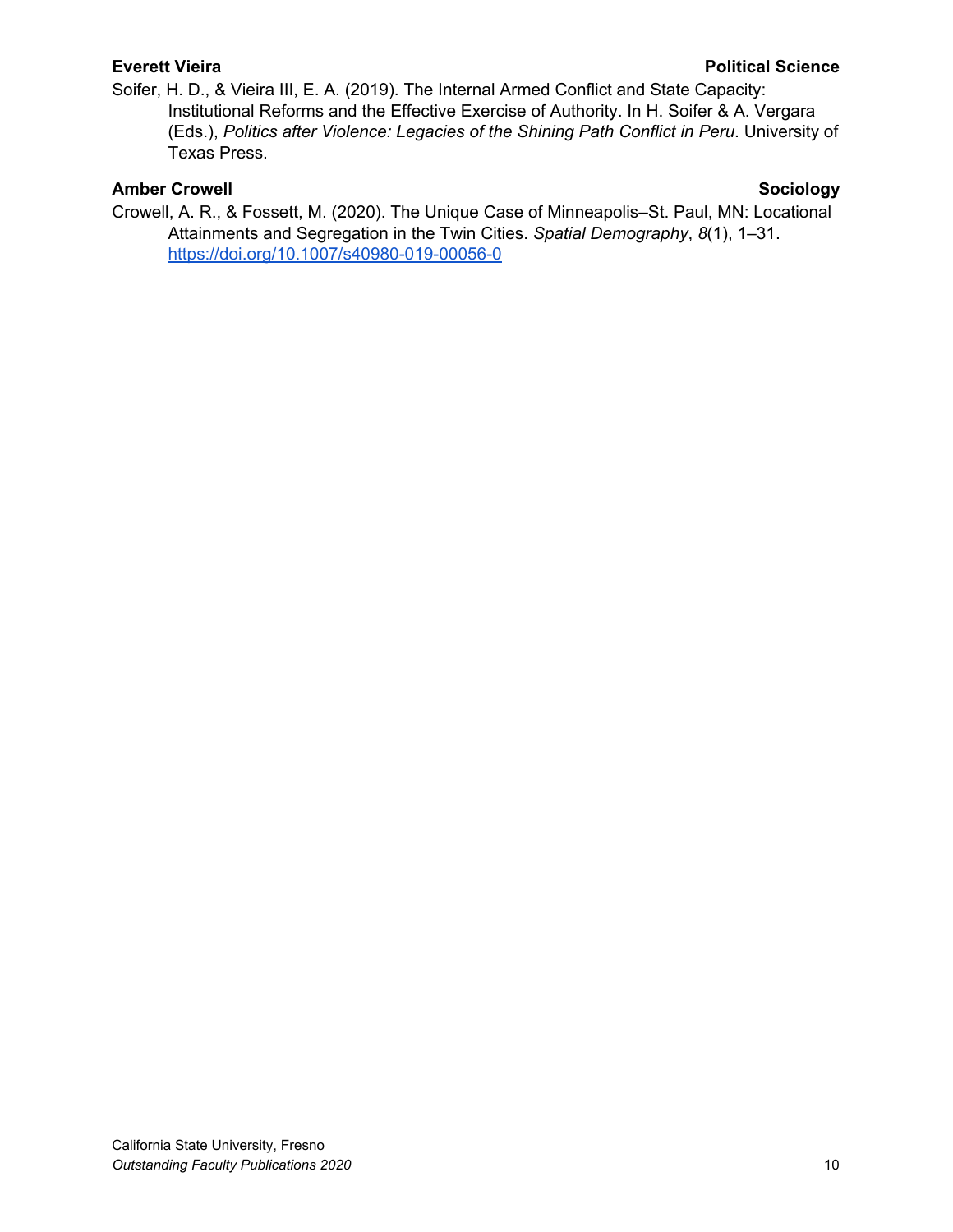**Everett Vieira** **Political Science**

Soifer, H. D., & Vieira III, E. A. (2019). The Internal Armed Conflict and State Capacity: Institutional Reforms and the Effective Exercise of Authority. In H. Soifer & A. Vergara (Eds.), *Politics after Violence: Legacies of the Shining Path Conflict in Peru*. University of Texas Press.

**Amber Crowell** **Sociology**

Crowell, A. R., & Fossett, M. (2020). The Unique Case of Minneapolis–St. Paul, MN: Locational Attainments and Segregation in the Twin Cities. *Spatial Demography*, *8*(1), 1–31. https://doi.org/10.1007/s40980-019-00056-0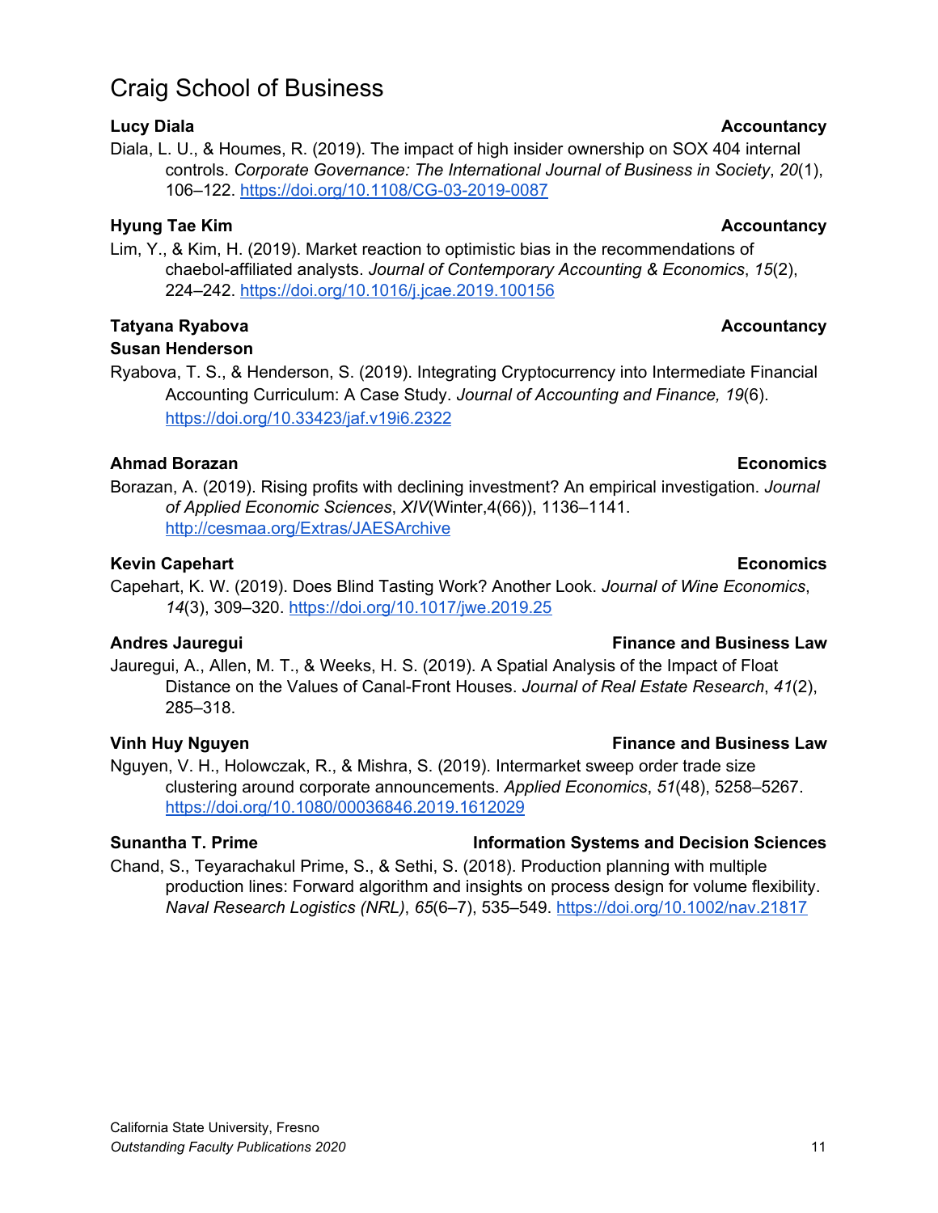# Craig School of Business

**Lucy Diala** **Accountancy**

Diala, L. U., & Houmes, R. (2019). The impact of high insider ownership on SOX 404 internal controls. *Corporate Governance: The International Journal of Business in Society*, *20*(1), 106–122. https://doi.org/10.1108/CG-03-2019-0087

**Hyung Tae Kim** **Accountancy**

Lim, Y., & Kim, H. (2019). Market reaction to optimistic bias in the recommendations of chaebol-affiliated analysts. *Journal of Contemporary Accounting & Economics*, *15*(2), 224–242. https://doi.org/10.1016/j.jcae.2019.100156

**Tatyana Ryabova** **Accountancy**
**Susan Henderson**

Ryabova, T. S., & Henderson, S. (2019). Integrating Cryptocurrency into Intermediate Financial Accounting Curriculum: A Case Study. *Journal of Accounting and Finance, 19*(6). https://doi.org/10.33423/jaf.v19i6.2322

**Ahmad Borazan** **Economics**

Borazan, A. (2019). Rising profits with declining investment? An empirical investigation. *Journal of Applied Economic Sciences*, *XIV*(Winter,4(66)), 1136–1141. http://cesmaa.org/Extras/JAESArchive

**Kevin Capehart** **Economics**

Capehart, K. W. (2019). Does Blind Tasting Work? Another Look. *Journal of Wine Economics*, *14*(3), 309–320. https://doi.org/10.1017/jwe.2019.25

**Andres Jauregui** **Finance and Business Law**

Jauregui, A., Allen, M. T., & Weeks, H. S. (2019). A Spatial Analysis of the Impact of Float Distance on the Values of Canal-Front Houses. *Journal of Real Estate Research*, *41*(2), 285–318.

**Vinh Huy Nguyen** **Finance and Business Law**

Nguyen, V. H., Holowczak, R., & Mishra, S. (2019). Intermarket sweep order trade size clustering around corporate announcements. *Applied Economics*, *51*(48), 5258–5267. https://doi.org/10.1080/00036846.2019.1612029

**Sunantha T. Prime** **Information Systems and Decision Sciences**

Chand, S., Teyarachakul Prime, S., & Sethi, S. (2018). Production planning with multiple production lines: Forward algorithm and insights on process design for volume flexibility. *Naval Research Logistics (NRL)*, *65*(6–7), 535–549. https://doi.org/10.1002/nav.21817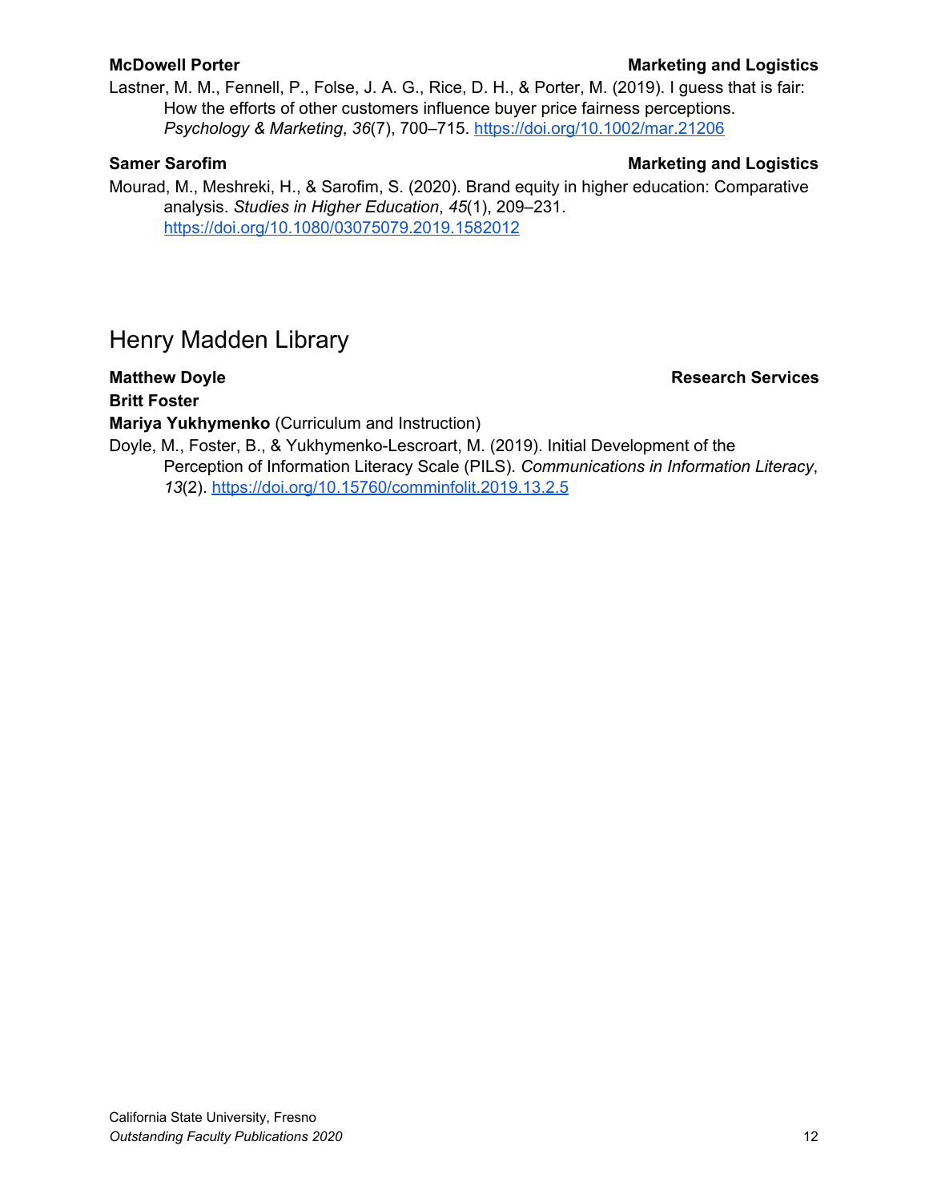**McDowell Porter** **Marketing and Logistics**

Lastner, M. M., Fennell, P., Folse, J. A. G., Rice, D. H., & Porter, M. (2019). I guess that is fair: How the efforts of other customers influence buyer price fairness perceptions. *Psychology & Marketing*, *36*(7), 700–715. https://doi.org/10.1002/mar.21206

**Samer Sarofim** **Marketing and Logistics**

Mourad, M., Meshreki, H., & Sarofim, S. (2020). Brand equity in higher education: Comparative analysis. *Studies in Higher Education*, *45*(1), 209–231. https://doi.org/10.1080/03075079.2019.1582012

## Henry Madden Library

**Matthew Doyle** **Research Services**
**Britt Foster**
**Mariya Yukhymenko** (Curriculum and Instruction)

Doyle, M., Foster, B., & Yukhymenko-Lescroart, M. (2019). Initial Development of the Perception of Information Literacy Scale (PILS). *Communications in Information Literacy*, *13*(2). https://doi.org/10.15760/comminfolit.2019.13.2.5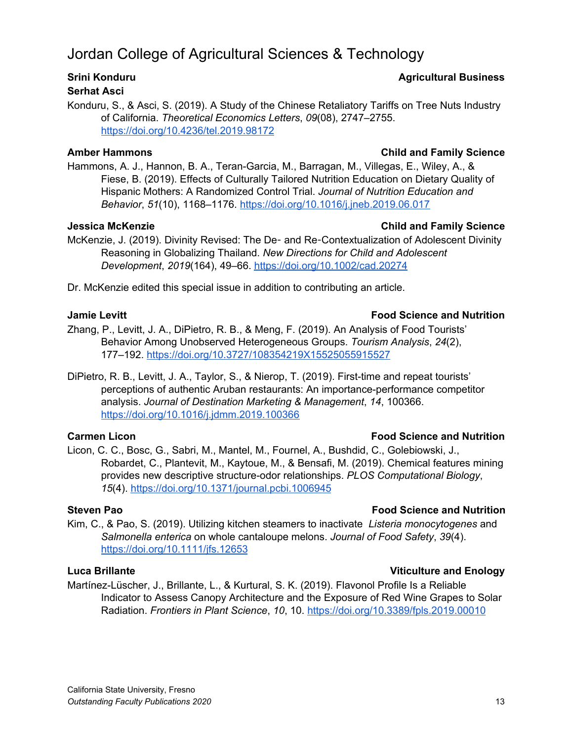# Jordan College of Agricultural Sciences & Technology

**Srini Konduru** **Agricultural Business**
**Serhat Asci**

Konduru, S., & Asci, S. (2019). A Study of the Chinese Retaliatory Tariffs on Tree Nuts Industry of California. *Theoretical Economics Letters*, *09*(08), 2747–2755. https://doi.org/10.4236/tel.2019.98172

**Amber Hammons** **Child and Family Science**

Hammons, A. J., Hannon, B. A., Teran-Garcia, M., Barragan, M., Villegas, E., Wiley, A., & Fiese, B. (2019). Effects of Culturally Tailored Nutrition Education on Dietary Quality of Hispanic Mothers: A Randomized Control Trial. *Journal of Nutrition Education and Behavior*, *51*(10), 1168–1176. https://doi.org/10.1016/j.jneb.2019.06.017

**Jessica McKenzie** **Child and Family Science**

McKenzie, J. (2019). Divinity Revised: The De- and Re-Contextualization of Adolescent Divinity Reasoning in Globalizing Thailand. *New Directions for Child and Adolescent Development*, *2019*(164), 49–66. https://doi.org/10.1002/cad.20274

Dr. McKenzie edited this special issue in addition to contributing an article.

**Jamie Levitt** **Food Science and Nutrition**

Zhang, P., Levitt, J. A., DiPietro, R. B., & Meng, F. (2019). An Analysis of Food Tourists' Behavior Among Unobserved Heterogeneous Groups. *Tourism Analysis*, *24*(2), 177–192. https://doi.org/10.3727/108354219X15525055915527

DiPietro, R. B., Levitt, J. A., Taylor, S., & Nierop, T. (2019). First-time and repeat tourists' perceptions of authentic Aruban restaurants: An importance-performance competitor analysis. *Journal of Destination Marketing & Management*, *14*, 100366. https://doi.org/10.1016/j.jdmm.2019.100366

**Carmen Licon** **Food Science and Nutrition**

Licon, C. C., Bosc, G., Sabri, M., Mantel, M., Fournel, A., Bushdid, C., Golebiowski, J., Robardet, C., Plantevit, M., Kaytoue, M., & Bensafi, M. (2019). Chemical features mining provides new descriptive structure-odor relationships. *PLOS Computational Biology*, *15*(4). https://doi.org/10.1371/journal.pcbi.1006945

**Steven Pao** **Food Science and Nutrition**

Kim, C., & Pao, S. (2019). Utilizing kitchen steamers to inactivate *Listeria monocytogenes* and *Salmonella enterica* on whole cantaloupe melons. *Journal of Food Safety*, *39*(4). https://doi.org/10.1111/jfs.12653

**Luca Brillante** **Viticulture and Enology**

Martínez-Lüscher, J., Brillante, L., & Kurtural, S. K. (2019). Flavonol Profile Is a Reliable Indicator to Assess Canopy Architecture and the Exposure of Red Wine Grapes to Solar Radiation. *Frontiers in Plant Science*, *10*, 10. https://doi.org/10.3389/fpls.2019.00010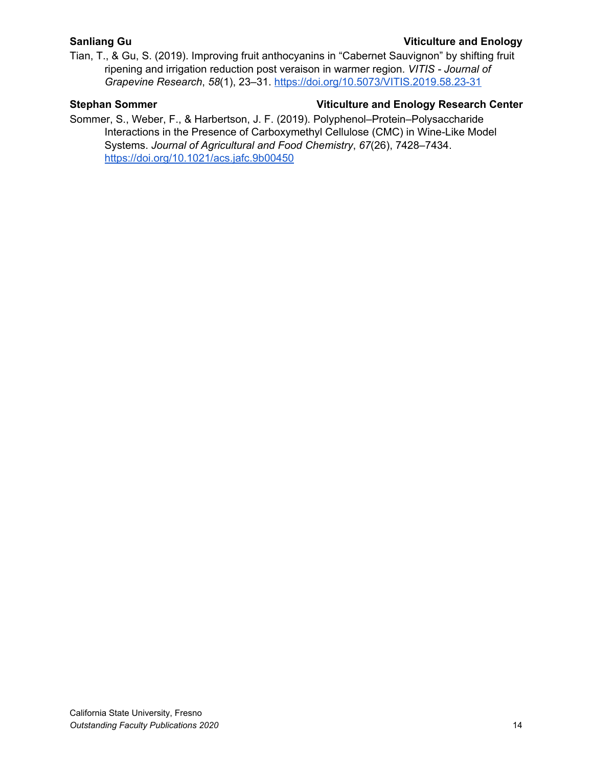**Sanliang Gu** **Viticulture and Enology**

Tian, T., & Gu, S. (2019). Improving fruit anthocyanins in “Cabernet Sauvignon” by shifting fruit ripening and irrigation reduction post veraison in warmer region. *VITIS - Journal of Grapevine Research*, *58*(1), 23–31. https://doi.org/10.5073/VITIS.2019.58.23-31

**Stephan Sommer** **Viticulture and Enology Research Center**

Sommer, S., Weber, F., & Harbertson, J. F. (2019). Polyphenol–Protein–Polysaccharide Interactions in the Presence of Carboxymethyl Cellulose (CMC) in Wine-Like Model Systems. *Journal of Agricultural and Food Chemistry*, *67*(26), 7428–7434. https://doi.org/10.1021/acs.jafc.9b00450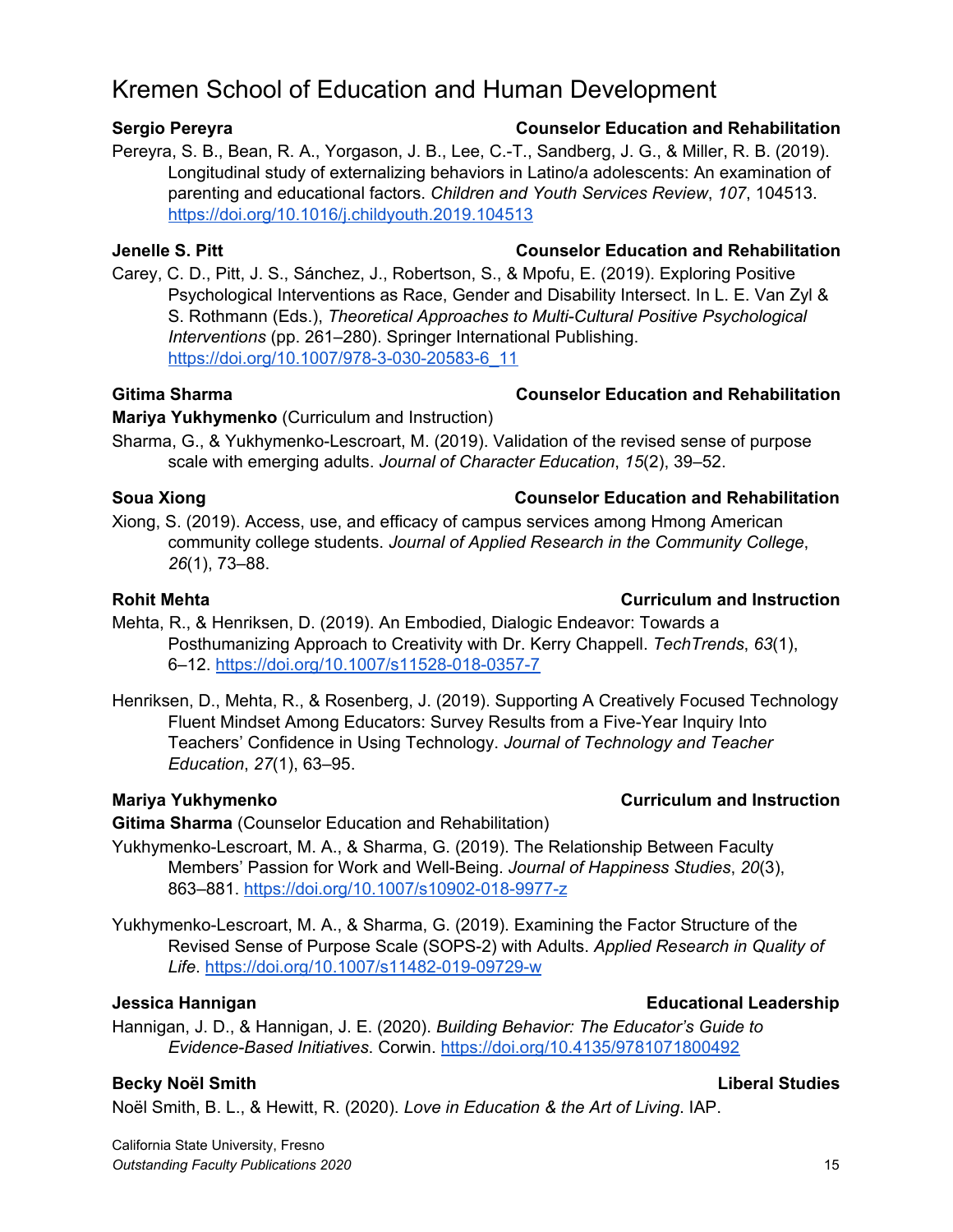# Kremen School of Education and Human Development

**Sergio Pereyra** **Counselor Education and Rehabilitation**

Pereyra, S. B., Bean, R. A., Yorgason, J. B., Lee, C.-T., Sandberg, J. G., & Miller, R. B. (2019). Longitudinal study of externalizing behaviors in Latino/a adolescents: An examination of parenting and educational factors. *Children and Youth Services Review*, *107*, 104513. https://doi.org/10.1016/j.childyouth.2019.104513

**Jenelle S. Pitt** **Counselor Education and Rehabilitation**

Carey, C. D., Pitt, J. S., Sánchez, J., Robertson, S., & Mpofu, E. (2019). Exploring Positive Psychological Interventions as Race, Gender and Disability Intersect. In L. E. Van Zyl & S. Rothmann (Eds.), *Theoretical Approaches to Multi-Cultural Positive Psychological Interventions* (pp. 261–280). Springer International Publishing. https://doi.org/10.1007/978-3-030-20583-6_11

**Gitima Sharma** **Counselor Education and Rehabilitation**

**Mariya Yukhymenko** (Curriculum and Instruction)

Sharma, G., & Yukhymenko-Lescroart, M. (2019). Validation of the revised sense of purpose scale with emerging adults. *Journal of Character Education*, *15*(2), 39–52.

**Soua Xiong** **Counselor Education and Rehabilitation**

Xiong, S. (2019). Access, use, and efficacy of campus services among Hmong American community college students. *Journal of Applied Research in the Community College*, *26*(1), 73–88.

**Rohit Mehta** **Curriculum and Instruction**

Mehta, R., & Henriksen, D. (2019). An Embodied, Dialogic Endeavor: Towards a Posthumanizing Approach to Creativity with Dr. Kerry Chappell. *TechTrends*, *63*(1), 6–12. https://doi.org/10.1007/s11528-018-0357-7

Henriksen, D., Mehta, R., & Rosenberg, J. (2019). Supporting A Creatively Focused Technology Fluent Mindset Among Educators: Survey Results from a Five-Year Inquiry Into Teachers' Confidence in Using Technology. *Journal of Technology and Teacher Education*, *27*(1), 63–95.

**Mariya Yukhymenko** **Curriculum and Instruction**

**Gitima Sharma** (Counselor Education and Rehabilitation)

Yukhymenko-Lescroart, M. A., & Sharma, G. (2019). The Relationship Between Faculty Members' Passion for Work and Well-Being. *Journal of Happiness Studies*, *20*(3), 863–881. https://doi.org/10.1007/s10902-018-9977-z

Yukhymenko-Lescroart, M. A., & Sharma, G. (2019). Examining the Factor Structure of the Revised Sense of Purpose Scale (SOPS-2) with Adults. *Applied Research in Quality of Life*. https://doi.org/10.1007/s11482-019-09729-w

**Jessica Hannigan** **Educational Leadership**

Hannigan, J. D., & Hannigan, J. E. (2020). *Building Behavior: The Educator's Guide to Evidence-Based Initiatives*. Corwin. https://doi.org/10.4135/9781071800492

**Becky Noël Smith** **Liberal Studies**

Noël Smith, B. L., & Hewitt, R. (2020). *Love in Education & the Art of Living*. IAP.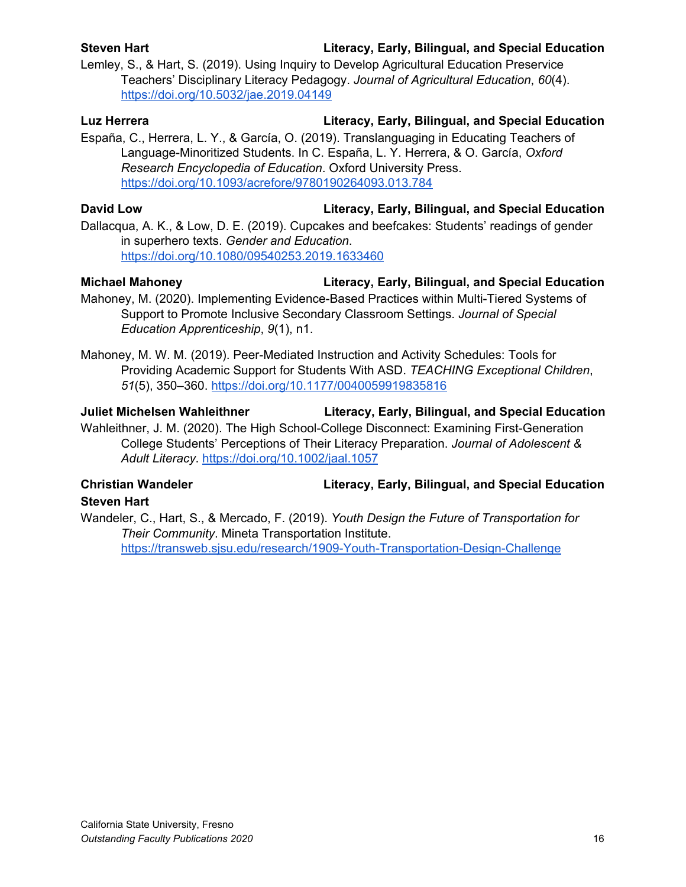**Steven Hart** **Literacy, Early, Bilingual, and Special Education**

Lemley, S., & Hart, S. (2019). Using Inquiry to Develop Agricultural Education Preservice Teachers' Disciplinary Literacy Pedagogy. *Journal of Agricultural Education*, *60*(4). https://doi.org/10.5032/jae.2019.04149

**Luz Herrera** **Literacy, Early, Bilingual, and Special Education**

España, C., Herrera, L. Y., & García, O. (2019). Translanguaging in Educating Teachers of Language-Minoritized Students. In C. España, L. Y. Herrera, & O. García, *Oxford Research Encyclopedia of Education*. Oxford University Press. https://doi.org/10.1093/acrefore/9780190264093.013.784

**David Low** **Literacy, Early, Bilingual, and Special Education**

Dallacqua, A. K., & Low, D. E. (2019). Cupcakes and beefcakes: Students' readings of gender in superhero texts. *Gender and Education*. https://doi.org/10.1080/09540253.2019.1633460

**Michael Mahoney** **Literacy, Early, Bilingual, and Special Education**

Mahoney, M. (2020). Implementing Evidence-Based Practices within Multi-Tiered Systems of Support to Promote Inclusive Secondary Classroom Settings. *Journal of Special Education Apprenticeship*, *9*(1), n1.

Mahoney, M. W. M. (2019). Peer-Mediated Instruction and Activity Schedules: Tools for Providing Academic Support for Students With ASD. *TEACHING Exceptional Children*, *51*(5), 350–360. https://doi.org/10.1177/0040059919835816

**Juliet Michelsen Wahleithner** **Literacy, Early, Bilingual, and Special Education**

Wahleithner, J. M. (2020). The High School-College Disconnect: Examining First-Generation College Students' Perceptions of Their Literacy Preparation. *Journal of Adolescent & Adult Literacy*. https://doi.org/10.1002/jaal.1057

**Christian Wandeler** **Literacy, Early, Bilingual, and Special Education**
**Steven Hart**

Wandeler, C., Hart, S., & Mercado, F. (2019). *Youth Design the Future of Transportation for Their Community*. Mineta Transportation Institute. https://transweb.sjsu.edu/research/1909-Youth-Transportation-Design-Challenge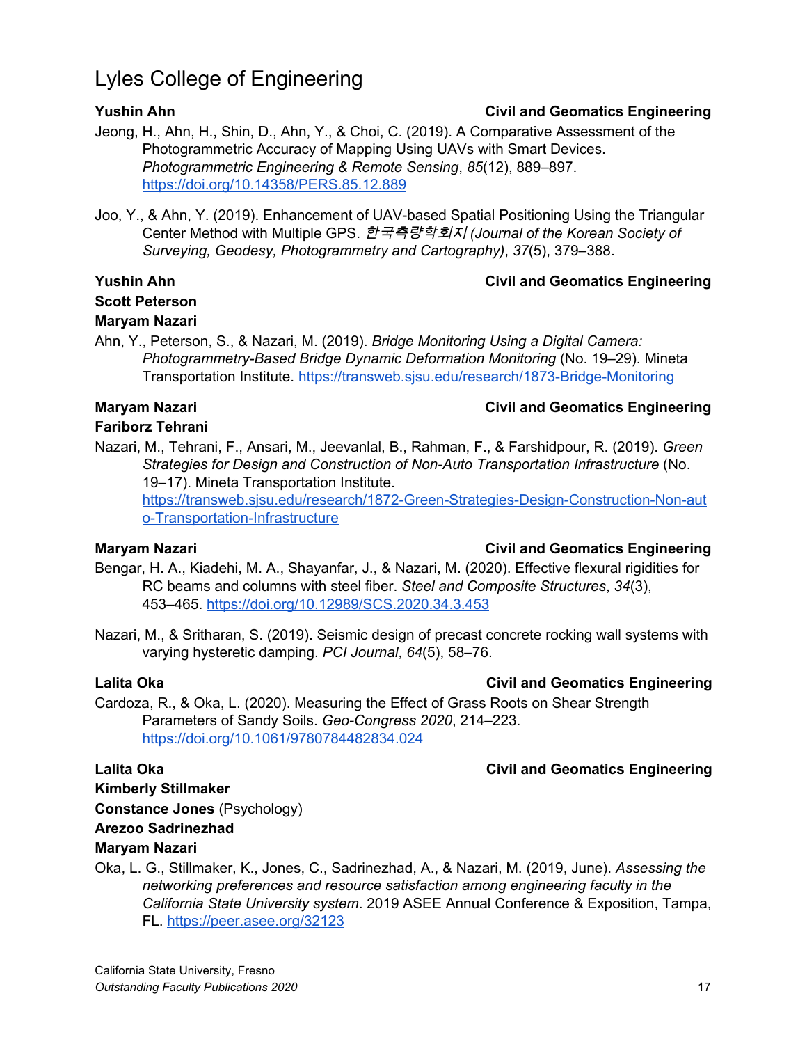# Lyles College of Engineering

**Yushin Ahn** **Civil and Geomatics Engineering**

Jeong, H., Ahn, H., Shin, D., Ahn, Y., & Choi, C. (2019). A Comparative Assessment of the Photogrammetric Accuracy of Mapping Using UAVs with Smart Devices. *Photogrammetric Engineering & Remote Sensing*, *85*(12), 889–897. https://doi.org/10.14358/PERS.85.12.889

Joo, Y., & Ahn, Y. (2019). Enhancement of UAV-based Spatial Positioning Using the Triangular Center Method with Multiple GPS. *한국측량학회지 (Journal of the Korean Society of Surveying, Geodesy, Photogrammetry and Cartography)*, *37*(5), 379–388.

**Yushin Ahn** **Civil and Geomatics Engineering**
**Scott Peterson**
**Maryam Nazari**

Ahn, Y., Peterson, S., & Nazari, M. (2019). *Bridge Monitoring Using a Digital Camera: Photogrammetry-Based Bridge Dynamic Deformation Monitoring* (No. 19–29). Mineta Transportation Institute. https://transweb.sjsu.edu/research/1873-Bridge-Monitoring

**Maryam Nazari** **Civil and Geomatics Engineering**
**Fariborz Tehrani**

Nazari, M., Tehrani, F., Ansari, M., Jeevanlal, B., Rahman, F., & Farshidpour, R. (2019). *Green Strategies for Design and Construction of Non-Auto Transportation Infrastructure* (No. 19–17). Mineta Transportation Institute. https://transweb.sjsu.edu/research/1872-Green-Strategies-Design-Construction-Non-auto-Transportation-Infrastructure

**Maryam Nazari** **Civil and Geomatics Engineering**

Bengar, H. A., Kiadehi, M. A., Shayanfar, J., & Nazari, M. (2020). Effective flexural rigidities for RC beams and columns with steel fiber. *Steel and Composite Structures*, *34*(3), 453–465. https://doi.org/10.12989/SCS.2020.34.3.453

Nazari, M., & Sritharan, S. (2019). Seismic design of precast concrete rocking wall systems with varying hysteretic damping. *PCI Journal*, *64*(5), 58–76.

**Lalita Oka** **Civil and Geomatics Engineering**

Cardoza, R., & Oka, L. (2020). Measuring the Effect of Grass Roots on Shear Strength Parameters of Sandy Soils. *Geo-Congress 2020*, 214–223. https://doi.org/10.1061/9780784482834.024

**Lalita Oka** **Civil and Geomatics Engineering**
**Kimberly Stillmaker**
**Constance Jones** (Psychology)
**Arezoo Sadrinezhad**
**Maryam Nazari**

Oka, L. G., Stillmaker, K., Jones, C., Sadrinezhad, A., & Nazari, M. (2019, June). *Assessing the networking preferences and resource satisfaction among engineering faculty in the California State University system*. 2019 ASEE Annual Conference & Exposition, Tampa, FL. https://peer.asee.org/32123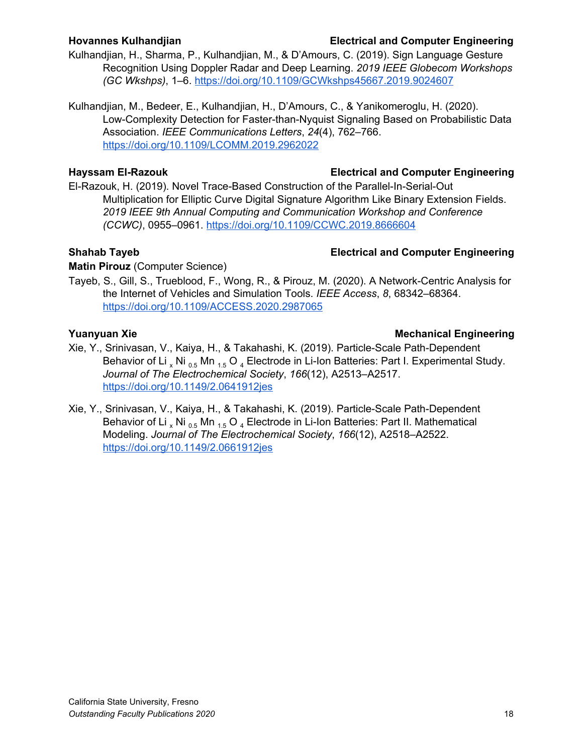**Hovannes Kulhandjian** **Electrical and Computer Engineering**

Kulhandjian, H., Sharma, P., Kulhandjian, M., & D'Amours, C. (2019). Sign Language Gesture Recognition Using Doppler Radar and Deep Learning. *2019 IEEE Globecom Workshops (GC Wkshps)*, 1–6. https://doi.org/10.1109/GCWkshps45667.2019.9024607

Kulhandjian, M., Bedeer, E., Kulhandjian, H., D'Amours, C., & Yanikomeroglu, H. (2020). Low-Complexity Detection for Faster-than-Nyquist Signaling Based on Probabilistic Data Association. *IEEE Communications Letters*, *24*(4), 762–766. https://doi.org/10.1109/LCOMM.2019.2962022

**Hayssam El-Razouk** **Electrical and Computer Engineering**

El-Razouk, H. (2019). Novel Trace-Based Construction of the Parallel-In-Serial-Out Multiplication for Elliptic Curve Digital Signature Algorithm Like Binary Extension Fields. *2019 IEEE 9th Annual Computing and Communication Workshop and Conference (CCWC)*, 0955–0961. https://doi.org/10.1109/CCWC.2019.8666604

**Shahab Tayeb** **Electrical and Computer Engineering**

**Matin Pirouz** (Computer Science)

Tayeb, S., Gill, S., Trueblood, F., Wong, R., & Pirouz, M. (2020). A Network-Centric Analysis for the Internet of Vehicles and Simulation Tools. *IEEE Access*, *8*, 68342–68364. https://doi.org/10.1109/ACCESS.2020.2987065

**Yuanyuan Xie** **Mechanical Engineering**

Xie, Y., Srinivasan, V., Kaiya, H., & Takahashi, K. (2019). Particle-Scale Path-Dependent Behavior of $Li_xNi_{0.5}Mn_{1.5}O_4$ Electrode in Li-Ion Batteries: Part I. Experimental Study. *Journal of The Electrochemical Society*, *166*(12), A2513–A2517. https://doi.org/10.1149/2.0641912jes

Xie, Y., Srinivasan, V., Kaiya, H., & Takahashi, K. (2019). Particle-Scale Path-Dependent Behavior of $Li_xNi_{0.5}Mn_{1.5}O_4$ Electrode in Li-Ion Batteries: Part II. Mathematical Modeling. *Journal of The Electrochemical Society*, *166*(12), A2518–A2522. https://doi.org/10.1149/2.0661912jes